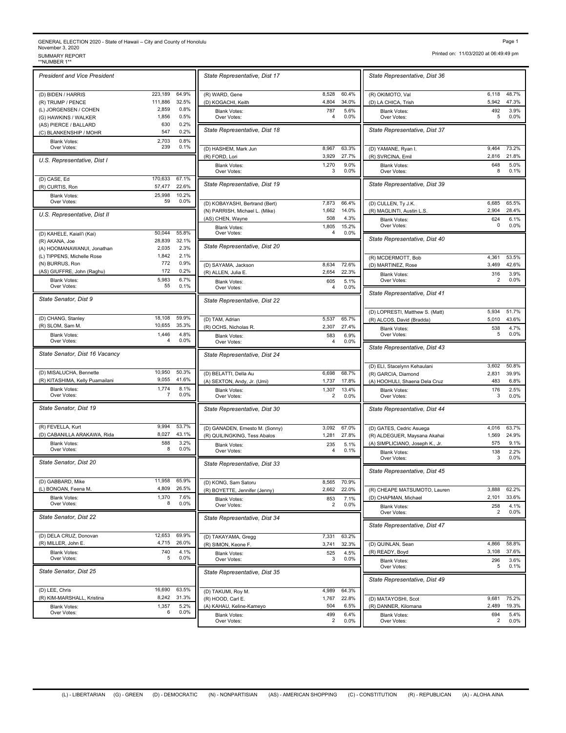GENERAL ELECTION 2020 - State of Hawaii – City and County of Honolulu
November 3, 2020
SUMMARY REPORT
**NUMBER 1**

Printed on: 11/03/2020 at 06:49:49 pm

### *President and Vice President*

| Candidate | Votes | % |
|---|---|---|
| (D) BIDEN / HARRIS | 223,189 | 64.9% |
| (R) TRUMP / PENCE | 111,886 | 32.5% |
| (L) JORGENSEN / COHEN | 2,859 | 0.8% |
| (G) HAWKINS / WALKER | 1,856 | 0.5% |
| (AS) PIERCE / BALLARD | 630 | 0.2% |
| (C) BLANKENSHIP / MOHR | 547 | 0.2% |
| Blank Votes: | 2,703 | 0.8% |
| Over Votes: | 239 | 0.1% |

### *U.S. Representative, Dist I*

| Candidate | Votes | % |
|---|---|---|
| (D) CASE, Ed | 170,633 | 67.1% |
| (R) CURTIS, Ron | 57,477 | 22.6% |
| Blank Votes: | 25,998 | 10.2% |
| Over Votes: | 59 | 0.0% |

### *U.S. Representative, Dist II*

| Candidate | Votes | % |
|---|---|---|
| (D) KAHELE, Kaiali'i (Kai) | 50,044 | 55.8% |
| (R) AKANA, Joe | 28,839 | 32.1% |
| (A) HOOMANAWANUI, Jonathan | 2,035 | 2.3% |
| (L) TIPPENS, Michelle Rose | 1,842 | 2.1% |
| (N) BURRUS, Ron | 772 | 0.9% |
| (AS) GIUFFRE, John (Raghu) | 172 | 0.2% |
| Blank Votes: | 5,983 | 6.7% |
| Over Votes: | 55 | 0.1% |

### *State Senator, Dist 9*

| Candidate | Votes | % |
|---|---|---|
| (D) CHANG, Stanley | 18,108 | 59.9% |
| (R) SLOM, Sam M. | 10,655 | 35.3% |
| Blank Votes: | 1,446 | 4.8% |
| Over Votes: | 4 | 0.0% |

### *State Senator, Dist 16 Vacancy*

| Candidate | Votes | % |
|---|---|---|
| (D) MISALUCHA, Bennette | 10,950 | 50.3% |
| (R) KITASHIMA, Kelly Puamailani | 9,055 | 41.6% |
| Blank Votes: | 1,774 | 8.1% |
| Over Votes: | 7 | 0.0% |

### *State Senator, Dist 19*

| Candidate | Votes | % |
|---|---|---|
| (R) FEVELLA, Kurt | 9,994 | 53.7% |
| (D) CABANILLA ARAKAWA, Rida | 8,027 | 43.1% |
| Blank Votes: | 588 | 3.2% |
| Over Votes: | 8 | 0.0% |

### *State Senator, Dist 20*

| Candidate | Votes | % |
|---|---|---|
| (D) GABBARD, Mike | 11,958 | 65.9% |
| (L) BONOAN, Feena M. | 4,809 | 26.5% |
| Blank Votes: | 1,370 | 7.6% |
| Over Votes: | 8 | 0.0% |

### *State Senator, Dist 22*

| Candidate | Votes | % |
|---|---|---|
| (D) DELA CRUZ, Donovan | 12,653 | 69.9% |
| (R) MILLER, John E. | 4,715 | 26.0% |
| Blank Votes: | 740 | 4.1% |
| Over Votes: | 5 | 0.0% |

### *State Senator, Dist 25*

| Candidate | Votes | % |
|---|---|---|
| (D) LEE, Chris | 16,690 | 63.5% |
| (R) KIM-MARSHALL, Kristina | 8,242 | 31.3% |
| Blank Votes: | 1,357 | 5.2% |
| Over Votes: | 6 | 0.0% |

### *State Representative, Dist 17*

| Candidate | Votes | % |
|---|---|---|
| (R) WARD, Gene | 8,528 | 60.4% |
| (D) KOGACHI, Keith | 4,804 | 34.0% |
| Blank Votes: | 787 | 5.6% |
| Over Votes: | 4 | 0.0% |

### *State Representative, Dist 18*

| Candidate | Votes | % |
|---|---|---|
| (D) HASHEM, Mark Jun | 8,967 | 63.3% |
| (R) FORD, Lori | 3,929 | 27.7% |
| Blank Votes: | 1,270 | 9.0% |
| Over Votes: | 3 | 0.0% |

### *State Representative, Dist 19*

| Candidate | Votes | % |
|---|---|---|
| (D) KOBAYASHI, Bertrand (Bert) | 7,873 | 66.4% |
| (N) PARRISH, Michael L. (Mike) | 1,662 | 14.0% |
| (AS) CHEN, Wayne | 508 | 4.3% |
| Blank Votes: | 1,805 | 15.2% |
| Over Votes: | 4 | 0.0% |

### *State Representative, Dist 20*

| Candidate | Votes | % |
|---|---|---|
| (D) SAYAMA, Jackson | 8,634 | 72.6% |
| (R) ALLEN, Julia E. | 2,654 | 22.3% |
| Blank Votes: | 605 | 5.1% |
| Over Votes: | 4 | 0.0% |

### *State Representative, Dist 22*

| Candidate | Votes | % |
|---|---|---|
| (D) TAM, Adrian | 5,537 | 65.7% |
| (R) OCHS, Nicholas R. | 2,307 | 27.4% |
| Blank Votes: | 583 | 6.9% |
| Over Votes: | 4 | 0.0% |

### *State Representative, Dist 24*

| Candidate | Votes | % |
|---|---|---|
| (D) BELATTI, Della Au | 6,698 | 68.7% |
| (A) SEXTON, Andy, Jr. (Umi) | 1,737 | 17.8% |
| Blank Votes: | 1,307 | 13.4% |
| Over Votes: | 2 | 0.0% |

### *State Representative, Dist 30*

| Candidate | Votes | % |
|---|---|---|
| (D) GANADEN, Ernesto M. (Sonny) | 3,092 | 67.0% |
| (R) QUILINGKING, Tess Abalos | 1,281 | 27.8% |
| Blank Votes: | 235 | 5.1% |
| Over Votes: | 4 | 0.1% |

### *State Representative, Dist 33*

| Candidate | Votes | % |
|---|---|---|
| (D) KONG, Sam Satoru | 8,565 | 70.9% |
| (R) BOYETTE, Jennifer (Jenny) | 2,662 | 22.0% |
| Blank Votes: | 853 | 7.1% |
| Over Votes: | 2 | 0.0% |

### *State Representative, Dist 34*

| Candidate | Votes | % |
|---|---|---|
| (D) TAKAYAMA, Gregg | 7,331 | 63.2% |
| (R) SIMON, Keone F. | 3,741 | 32.3% |
| Blank Votes: | 525 | 4.5% |
| Over Votes: | 3 | 0.0% |

### *State Representative, Dist 35*

| Candidate | Votes | % |
|---|---|---|
| (D) TAKUMI, Roy M. | 4,989 | 64.3% |
| (R) HOOD, Carl E. | 1,767 | 22.8% |
| (A) KAHAU, Keline-Kameyo | 504 | 6.5% |
| Blank Votes: | 499 | 6.4% |
| Over Votes: | 2 | 0.0% |

### *State Representative, Dist 36*

| Candidate | Votes | % |
|---|---|---|
| (R) OKIMOTO, Val | 6,118 | 48.7% |
| (D) LA CHICA, Trish | 5,942 | 47.3% |
| Blank Votes: | 492 | 3.9% |
| Over Votes: | 5 | 0.0% |

### *State Representative, Dist 37*

| Candidate | Votes | % |
|---|---|---|
| (D) YAMANE, Ryan I. | 9,464 | 73.2% |
| (R) SVRCINA, Emil | 2,816 | 21.8% |
| Blank Votes: | 648 | 5.0% |
| Over Votes: | 8 | 0.1% |

### *State Representative, Dist 39*

| Candidate | Votes | % |
|---|---|---|
| (D) CULLEN, Ty J.K. | 6,685 | 65.5% |
| (R) MAGLINTI, Austin L.S. | 2,904 | 28.4% |
| Blank Votes: | 624 | 6.1% |
| Over Votes: | 0 | 0.0% |

### *State Representative, Dist 40*

| Candidate | Votes | % |
|---|---|---|
| (R) MCDERMOTT, Bob | 4,361 | 53.5% |
| (D) MARTINEZ, Rose | 3,469 | 42.6% |
| Blank Votes: | 316 | 3.9% |
| Over Votes: | 2 | 0.0% |

### *State Representative, Dist 41*

| Candidate | Votes | % |
|---|---|---|
| (D) LOPRESTI, Matthew S. (Matt) | 5,934 | 51.7% |
| (R) ALCOS, David (Bradda) | 5,010 | 43.6% |
| Blank Votes: | 538 | 4.7% |
| Over Votes: | 5 | 0.0% |

### *State Representative, Dist 43*

| Candidate | Votes | % |
|---|---|---|
| (D) ELI, Stacelynn Kehaulani | 3,602 | 50.8% |
| (R) GARCIA, Diamond | 2,831 | 39.9% |
| (A) HOOHULI, Shaena Dela Cruz | 483 | 6.8% |
| Blank Votes: | 176 | 2.5% |
| Over Votes: | 3 | 0.0% |

### *State Representative, Dist 44*

| Candidate | Votes | % |
|---|---|---|
| (D) GATES, Cedric Asuega | 4,016 | 63.7% |
| (R) ALDEGUER, Maysana Akahai | 1,569 | 24.9% |
| (A) SIMPLICIANO, Joseph K., Jr. | 575 | 9.1% |
| Blank Votes: | 138 | 2.2% |
| Over Votes: | 3 | 0.0% |

### *State Representative, Dist 45*

| Candidate | Votes | % |
|---|---|---|
| (R) CHEAPE MATSUMOTO, Lauren | 3,888 | 62.2% |
| (D) CHAPMAN, Michael | 2,101 | 33.6% |
| Blank Votes: | 258 | 4.1% |
| Over Votes: | 2 | 0.0% |

### *State Representative, Dist 47*

| Candidate | Votes | % |
|---|---|---|
| (D) QUINLAN, Sean | 4,866 | 58.8% |
| (R) READY, Boyd | 3,108 | 37.6% |
| Blank Votes: | 296 | 3.6% |
| Over Votes: | 5 | 0.1% |

### *State Representative, Dist 49*

| Candidate | Votes | % |
|---|---|---|
| (D) MATAYOSHI, Scot | 9,681 | 75.2% |
| (R) DANNER, Kilomana | 2,489 | 19.3% |
| Blank Votes: | 694 | 5.4% |
| Over Votes: | 2 | 0.0% |

(L) - LIBERTARIAN (G) - GREEN (D) - DEMOCRATIC (N) - NONPARTISIAN (AS) - AMERICAN SHOPPING (C) - CONSTITUTION (R) - REPUBLICAN (A) - ALOHA AINA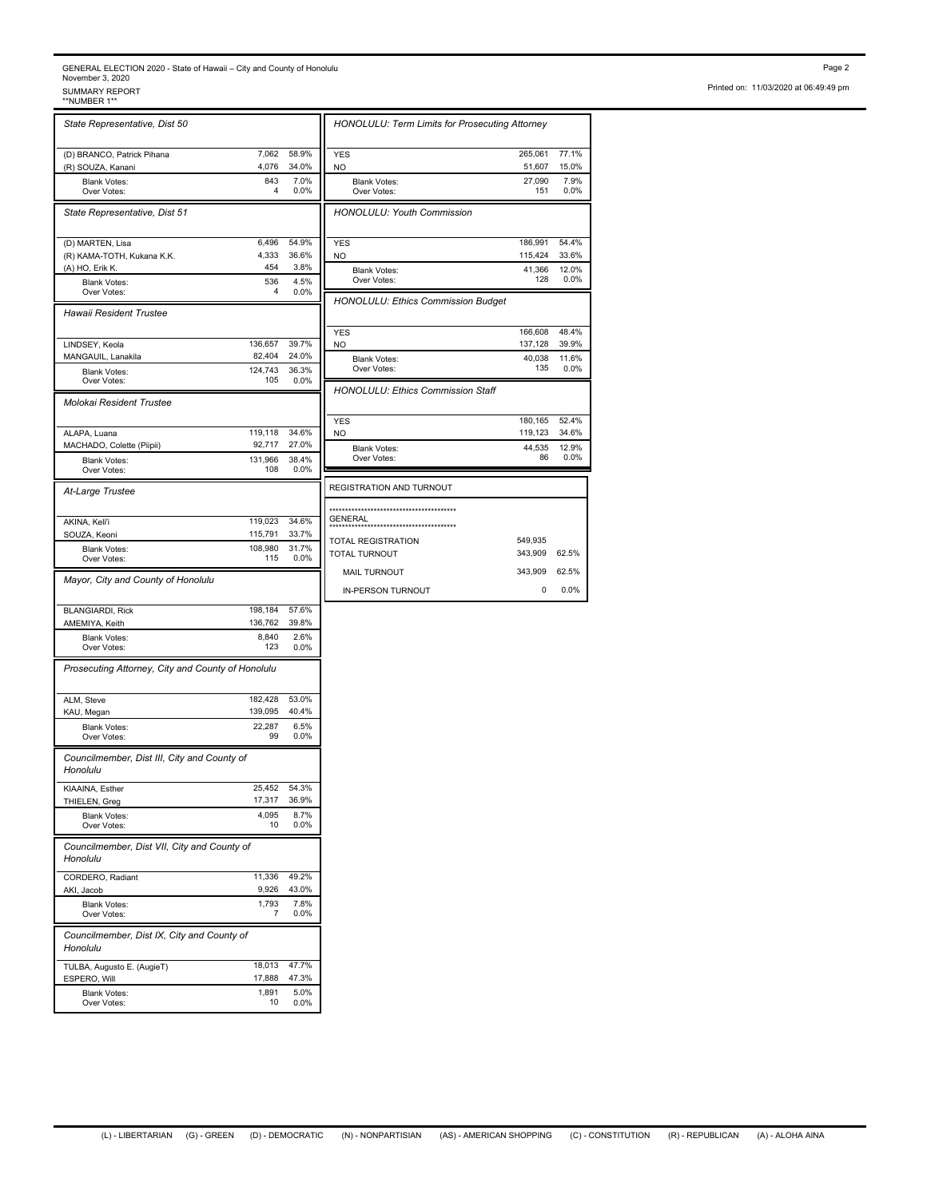GENERAL ELECTION 2020 - State of Hawaii – City and County of Honolulu
November 3, 2020
SUMMARY REPORT
**NUMBER 1**

Printed on: 11/03/2020 at 06:49:49 pm

### State Representative, Dist 50

| | | |
|---|---|---|
| (D) BRANCO, Patrick Pihana | 7,062 | 58.9% |
| (R) SOUZA, Kanani | 4,076 | 34.0% |
| Blank Votes: | 843 | 7.0% |
| Over Votes: | 4 | 0.0% |

### State Representative, Dist 51

| | | |
|---|---|---|
| (D) MARTEN, Lisa | 6,496 | 54.9% |
| (R) KAMA-TOTH, Kukana K.K. | 4,333 | 36.6% |
| (A) HO, Erik K. | 454 | 3.8% |
| Blank Votes: | 536 | 4.5% |
| Over Votes: | 4 | 0.0% |

### Hawaii Resident Trustee

| | | |
|---|---|---|
| LINDSEY, Keola | 136,657 | 39.7% |
| MANGAUIL, Lanakila | 82,404 | 24.0% |
| Blank Votes: | 124,743 | 36.3% |
| Over Votes: | 105 | 0.0% |

### Molokai Resident Trustee

| | | |
|---|---|---|
| ALAPA, Luana | 119,118 | 34.6% |
| MACHADO, Colette (Piipii) | 92,717 | 27.0% |
| Blank Votes: | 131,966 | 38.4% |
| Over Votes: | 108 | 0.0% |

### At-Large Trustee

| | | |
|---|---|---|
| AKINA, Keli'i | 119,023 | 34.6% |
| SOUZA, Keoni | 115,791 | 33.7% |
| Blank Votes: | 108,980 | 31.7% |
| Over Votes: | 115 | 0.0% |

### Mayor, City and County of Honolulu

| | | |
|---|---|---|
| BLANGIARDI, Rick | 198,184 | 57.6% |
| AMEMIYA, Keith | 136,762 | 39.8% |
| Blank Votes: | 8,840 | 2.6% |
| Over Votes: | 123 | 0.0% |

### Prosecuting Attorney, City and County of Honolulu

| | | |
|---|---|---|
| ALM, Steve | 182,428 | 53.0% |
| KAU, Megan | 139,095 | 40.4% |
| Blank Votes: | 22,287 | 6.5% |
| Over Votes: | 99 | 0.0% |

### Councilmember, Dist III, City and County of Honolulu

| | | |
|---|---|---|
| KIAAINA, Esther | 25,452 | 54.3% |
| THIELEN, Greg | 17,317 | 36.9% |
| Blank Votes: | 4,095 | 8.7% |
| Over Votes: | 10 | 0.0% |

### Councilmember, Dist VII, City and County of Honolulu

| | | |
|---|---|---|
| CORDERO, Radiant | 11,336 | 49.2% |
| AKI, Jacob | 9,926 | 43.0% |
| Blank Votes: | 1,793 | 7.8% |
| Over Votes: | 7 | 0.0% |

### Councilmember, Dist IX, City and County of Honolulu

| | | |
|---|---|---|
| TULBA, Augusto E. (AugieT) | 18,013 | 47.7% |
| ESPERO, Will | 17,888 | 47.3% |
| Blank Votes: | 1,891 | 5.0% |
| Over Votes: | 10 | 0.0% |

### HONOLULU: Term Limits for Prosecuting Attorney

| | | |
|---|---|---|
| YES | 265,061 | 77.1% |
| NO | 51,607 | 15.0% |
| Blank Votes: | 27,090 | 7.9% |
| Over Votes: | 151 | 0.0% |

### HONOLULU: Youth Commission

| | | |
|---|---|---|
| YES | 186,991 | 54.4% |
| NO | 115,424 | 33.6% |
| Blank Votes: | 41,366 | 12.0% |
| Over Votes: | 128 | 0.0% |

### HONOLULU: Ethics Commission Budget

| | | |
|---|---|---|
| YES | 166,608 | 48.4% |
| NO | 137,128 | 39.9% |
| Blank Votes: | 40,038 | 11.6% |
| Over Votes: | 135 | 0.0% |

### HONOLULU: Ethics Commission Staff

| | | |
|---|---|---|
| YES | 180,165 | 52.4% |
| NO | 119,123 | 34.6% |
| Blank Votes: | 44,535 | 12.9% |
| Over Votes: | 86 | 0.0% |

### REGISTRATION AND TURNOUT

****************************************
GENERAL
****************************************

| | | |
|---|---|---|
| TOTAL REGISTRATION | 549,935 | |
| TOTAL TURNOUT | 343,909 | 62.5% |
| MAIL TURNOUT | 343,909 | 62.5% |
| IN-PERSON TURNOUT | 0 | 0.0% |

(L) - LIBERTARIAN (G) - GREEN (D) - DEMOCRATIC (N) - NONPARTISIAN (AS) - AMERICAN SHOPPING (C) - CONSTITUTION (R) - REPUBLICAN (A) - ALOHA AINA